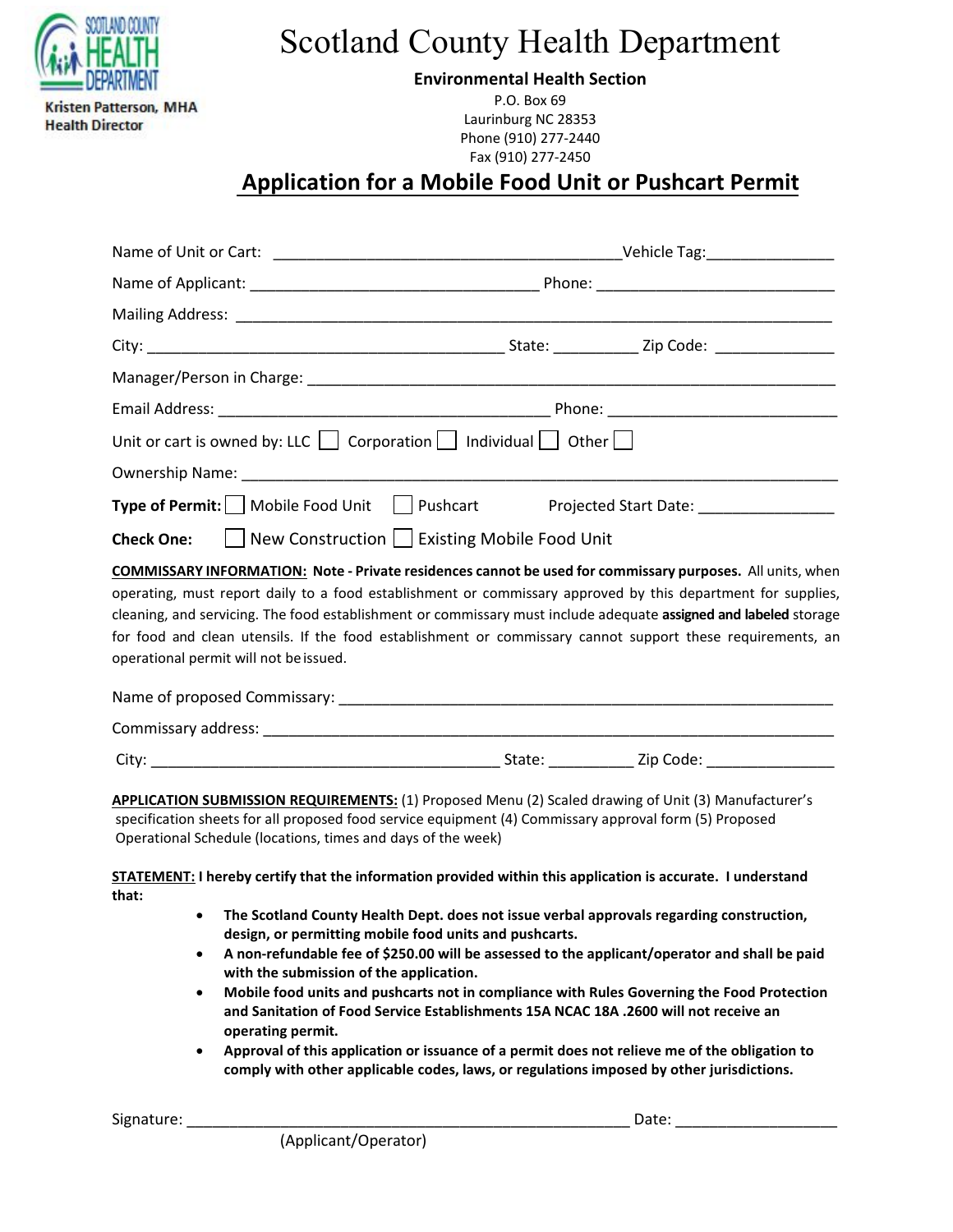Kristen Patterson, MHA
Health Director

# Scotland County Health Department

**Environmental Health Section**

P.O. Box 69
Laurinburg NC 28353
Phone (910) 277-2440
Fax (910) 277-2450

## Application for a Mobile Food Unit or Pushcart Permit

Name of Unit or Cart: ________________________________________Vehicle Tag:______________

Name of Applicant: _________________________________ Phone: ___________________________

Mailing Address: ________________________________________________________________________

City: __________________________________________ State: __________ Zip Code: ______________

Manager/Person in Charge: ________________________________________________________________

Email Address: ______________________________________ Phone: ___________________________

Unit or cart is owned by: LLC ☐ Corporation ☐ Individual ☐ Other ☐

Ownership Name: ________________________________________________________________________

**Type of Permit:** ☐ Mobile Food Unit ☐ Pushcart Projected Start Date: _______________

**Check One:** ☐ New Construction ☐ Existing Mobile Food Unit

**COMMISSARY INFORMATION:** **Note - Private residences cannot be used for commissary purposes.** All units, when operating, must report daily to a food establishment or commissary approved by this department for supplies, cleaning, and servicing. The food establishment or commissary must include adequate **assigned and labeled** storage for food and clean utensils. If the food establishment or commissary cannot support these requirements, an operational permit will not be issued.

Name of proposed Commissary: ___________________________________________________________

Commissary address: _____________________________________________________________________

City: ________________________________________ State: __________ Zip Code: _______________

**APPLICATION SUBMISSION REQUIREMENTS:** (1) Proposed Menu (2) Scaled drawing of Unit (3) Manufacturer's specification sheets for all proposed food service equipment (4) Commissary approval form (5) Proposed Operational Schedule (locations, times and days of the week)

**STATEMENT:** **I hereby certify that the information provided within this application is accurate. I understand that:**

- **The Scotland County Health Dept. does not issue verbal approvals regarding construction, design, or permitting mobile food units and pushcarts.**
- **A non-refundable fee of $250.00 will be assessed to the applicant/operator and shall be paid with the submission of the application.**
- **Mobile food units and pushcarts not in compliance with Rules Governing the Food Protection and Sanitation of Food Service Establishments 15A NCAC 18A .2600 will not receive an operating permit.**
- **Approval of this application or issuance of a permit does not relieve me of the obligation to comply with other applicable codes, laws, or regulations imposed by other jurisdictions.**

Signature: _____________________________________________________ Date: __________________
(Applicant/Operator)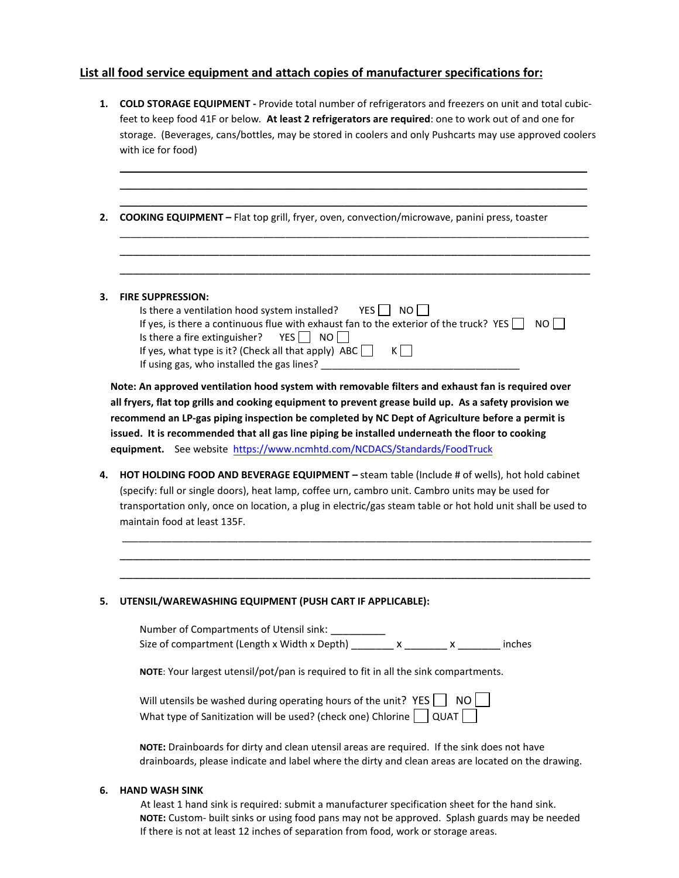## List all food service equipment and attach copies of manufacturer specifications for:

1. **COLD STORAGE EQUIPMENT -** Provide total number of refrigerators and freezers on unit and total cubic-feet to keep food 41F or below. **At least 2 refrigerators are required**: one to work out of and one for storage. (Beverages, cans/bottles, may be stored in coolers and only Pushcarts may use approved coolers with ice for food)

   \_\_\_\_\_\_\_\_\_\_\_\_\_\_\_\_\_\_\_\_\_\_\_\_\_\_\_\_\_\_\_\_\_\_\_\_\_\_\_\_\_\_\_\_\_\_\_\_\_\_\_\_\_\_\_\_\_\_\_\_\_\_\_\_\_\_\_\_\_\_\_\_\_\_\_\_
   
   \_\_\_\_\_\_\_\_\_\_\_\_\_\_\_\_\_\_\_\_\_\_\_\_\_\_\_\_\_\_\_\_\_\_\_\_\_\_\_\_\_\_\_\_\_\_\_\_\_\_\_\_\_\_\_\_\_\_\_\_\_\_\_\_\_\_\_\_\_\_\_\_\_\_\_\_
   
   \_\_\_\_\_\_\_\_\_\_\_\_\_\_\_\_\_\_\_\_\_\_\_\_\_\_\_\_\_\_\_\_\_\_\_\_\_\_\_\_\_\_\_\_\_\_\_\_\_\_\_\_\_\_\_\_\_\_\_\_\_\_\_\_\_\_\_\_\_\_\_\_\_\_\_\_

2. **COOKING EQUIPMENT –** Flat top grill, fryer, oven, convection/microwave, panini press, toaster

   \_\_\_\_\_\_\_\_\_\_\_\_\_\_\_\_\_\_\_\_\_\_\_\_\_\_\_\_\_\_\_\_\_\_\_\_\_\_\_\_\_\_\_\_\_\_\_\_\_\_\_\_\_\_\_\_\_\_\_\_\_\_\_\_\_\_\_\_\_\_\_\_\_\_\_\_
   
   \_\_\_\_\_\_\_\_\_\_\_\_\_\_\_\_\_\_\_\_\_\_\_\_\_\_\_\_\_\_\_\_\_\_\_\_\_\_\_\_\_\_\_\_\_\_\_\_\_\_\_\_\_\_\_\_\_\_\_\_\_\_\_\_\_\_\_\_\_\_\_\_\_\_\_\_
   
   \_\_\_\_\_\_\_\_\_\_\_\_\_\_\_\_\_\_\_\_\_\_\_\_\_\_\_\_\_\_\_\_\_\_\_\_\_\_\_\_\_\_\_\_\_\_\_\_\_\_\_\_\_\_\_\_\_\_\_\_\_\_\_\_\_\_\_\_\_\_\_\_\_\_\_\_

3. **FIRE SUPPRESSION:**

   Is there a ventilation hood system installed? YES ☐ NO ☐
   
   If yes, is there a continuous flue with exhaust fan to the exterior of the truck? YES ☐ NO ☐
   
   Is there a fire extinguisher? YES ☐ NO ☐
   
   If yes, what type is it? (Check all that apply) ABC ☐ K ☐
   
   If using gas, who installed the gas lines? \_\_\_\_\_\_\_\_\_\_\_\_\_\_\_\_\_\_\_\_\_\_\_\_\_\_\_\_\_\_\_\_\_\_\_\_

   **Note: An approved ventilation hood system with removable filters and exhaust fan is required over all fryers, flat top grills and cooking equipment to prevent grease build up. As a safety provision we recommend an LP-gas piping inspection be completed by NC Dept of Agriculture before a permit is issued. It is recommended that all gas line piping be installed underneath the floor to cooking equipment.** See website https://www.ncmhtd.com/NCDACS/Standards/FoodTruck

4. **HOT HOLDING FOOD AND BEVERAGE EQUIPMENT –** steam table (Include # of wells), hot hold cabinet (specify: full or single doors), heat lamp, coffee urn, cambro unit. Cambro units may be used for transportation only, once on location, a plug in electric/gas steam table or hot hold unit shall be used to maintain food at least 135F.

   \_\_\_\_\_\_\_\_\_\_\_\_\_\_\_\_\_\_\_\_\_\_\_\_\_\_\_\_\_\_\_\_\_\_\_\_\_\_\_\_\_\_\_\_\_\_\_\_\_\_\_\_\_\_\_\_\_\_\_\_\_\_\_\_\_\_\_\_\_\_\_\_\_\_\_\_
   
   \_\_\_\_\_\_\_\_\_\_\_\_\_\_\_\_\_\_\_\_\_\_\_\_\_\_\_\_\_\_\_\_\_\_\_\_\_\_\_\_\_\_\_\_\_\_\_\_\_\_\_\_\_\_\_\_\_\_\_\_\_\_\_\_\_\_\_\_\_\_\_\_\_\_\_\_
   
   \_\_\_\_\_\_\_\_\_\_\_\_\_\_\_\_\_\_\_\_\_\_\_\_\_\_\_\_\_\_\_\_\_\_\_\_\_\_\_\_\_\_\_\_\_\_\_\_\_\_\_\_\_\_\_\_\_\_\_\_\_\_\_\_\_\_\_\_\_\_\_\_\_\_\_\_

5. **UTENSIL/WAREWASHING EQUIPMENT (PUSH CART IF APPLICABLE):**

   Number of Compartments of Utensil sink: \_\_\_\_\_\_\_\_\_\_
   
   Size of compartment (Length x Width x Depth) \_\_\_\_\_\_\_\_ x \_\_\_\_\_\_\_\_ x \_\_\_\_\_\_\_\_ inches

   **NOTE**: Your largest utensil/pot/pan is required to fit in all the sink compartments.

   Will utensils be washed during operating hours of the unit? YES ☐ NO ☐
   
   What type of Sanitization will be used? (check one) Chlorine ☐ QUAT ☐

   **NOTE:** Drainboards for dirty and clean utensil areas are required. If the sink does not have drainboards, please indicate and label where the dirty and clean areas are located on the drawing.

6. **HAND WASH SINK**

   At least 1 hand sink is required: submit a manufacturer specification sheet for the hand sink.
   
   **NOTE:** Custom- built sinks or using food pans may not be approved. Splash guards may be needed If there is not at least 12 inches of separation from food, work or storage areas.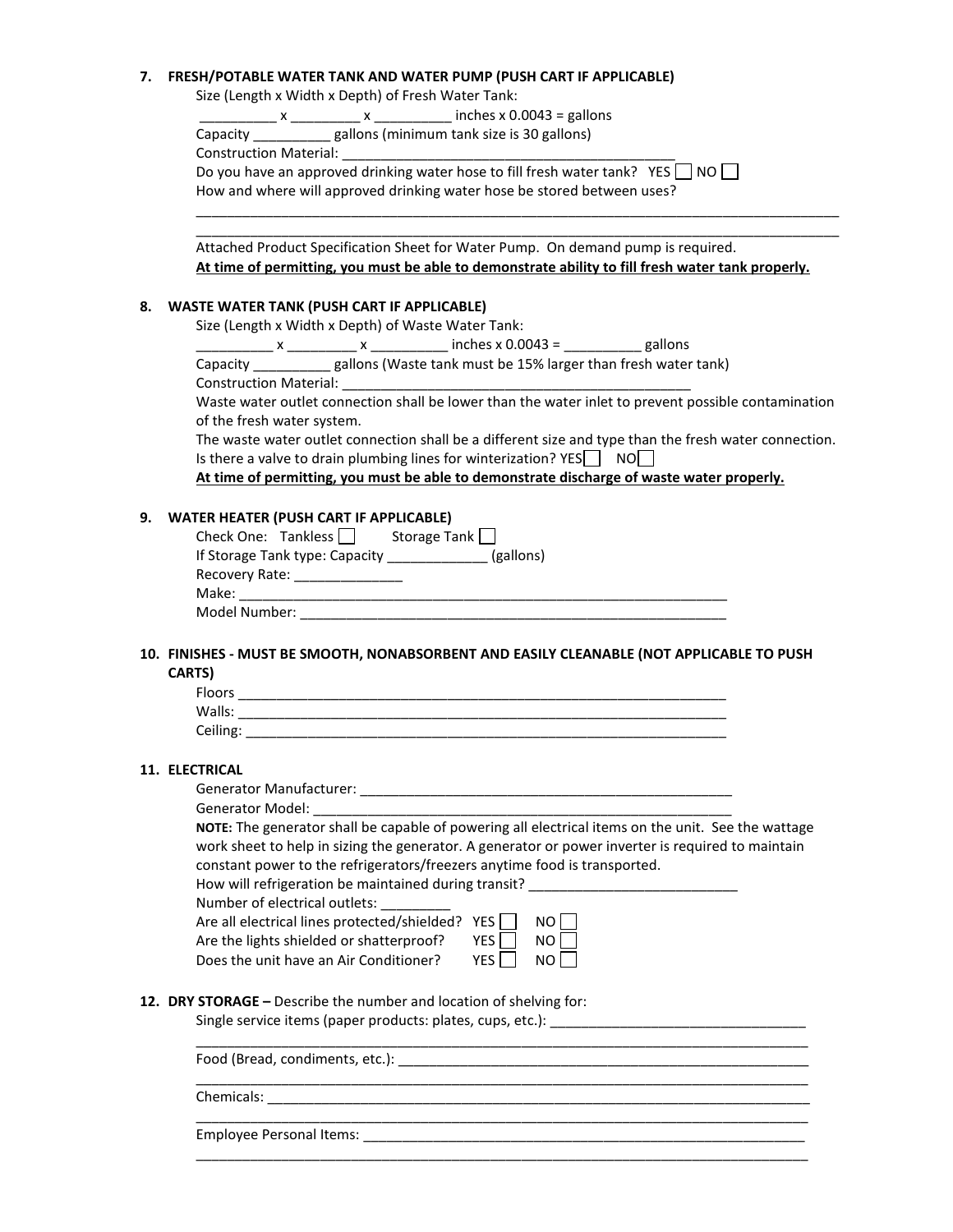**7. FRESH/POTABLE WATER TANK AND WATER PUMP (PUSH CART IF APPLICABLE)**

Size (Length x Width x Depth) of Fresh Water Tank:

__________ x _________ x __________ inches x 0.0043 = gallons

Capacity __________ gallons (minimum tank size is 30 gallons)

Construction Material: ____________________________________________

Do you have an approved drinking water hose to fill fresh water tank? YES ☐ NO ☐

How and where will approved drinking water hose be stored between uses?

_______________________________________________________________________________________

_______________________________________________________________________________________

Attached Product Specification Sheet for Water Pump. On demand pump is required.

**At time of permitting, you must be able to demonstrate ability to fill fresh water tank properly.**

**8. WASTE WATER TANK (PUSH CART IF APPLICABLE)**

Size (Length x Width x Depth) of Waste Water Tank:

__________ x _________ x __________ inches x 0.0043 = __________ gallons

Capacity __________ gallons (Waste tank must be 15% larger than fresh water tank)

Construction Material: ______________________________________________

Waste water outlet connection shall be lower than the water inlet to prevent possible contamination of the fresh water system.

The waste water outlet connection shall be a different size and type than the fresh water connection.

Is there a valve to drain plumbing lines for winterization? YES ☐ NO ☐

**At time of permitting, you must be able to demonstrate discharge of waste water properly.**

**9. WATER HEATER (PUSH CART IF APPLICABLE)**

Check One: Tankless ☐ Storage Tank ☐

If Storage Tank type: Capacity _____________ (gallons)

Recovery Rate: ______________

Make: _________________________________________________________________

Model Number: __________________________________________________________

**10. FINISHES - MUST BE SMOOTH, NONABSORBENT AND EASILY CLEANABLE (NOT APPLICABLE TO PUSH CARTS)**

Floors _________________________________________________________________

Walls: _________________________________________________________________

Ceiling: ________________________________________________________________

**11. ELECTRICAL**

Generator Manufacturer: ___________________________________________________

Generator Model: ________________________________________________________

**NOTE:** The generator shall be capable of powering all electrical items on the unit. See the wattage work sheet to help in sizing the generator. A generator or power inverter is required to maintain constant power to the refrigerators/freezers anytime food is transported.

How will refrigeration be maintained during transit? ___________________________

Number of electrical outlets: _________

Are all electrical lines protected/shielded? YES ☐ NO ☐

Are the lights shielded or shatterproof? YES ☐ NO ☐

Does the unit have an Air Conditioner? YES ☐ NO ☐

**12. DRY STORAGE –** Describe the number and location of shelving for:

Single service items (paper products: plates, cups, etc.): _________________________________

_______________________________________________________________________________________

Food (Bread, condiments, etc.): _______________________________________________________

_______________________________________________________________________________________

Chemicals: _________________________________________________________________________

_______________________________________________________________________________________

Employee Personal Items: ___________________________________________________________

_______________________________________________________________________________________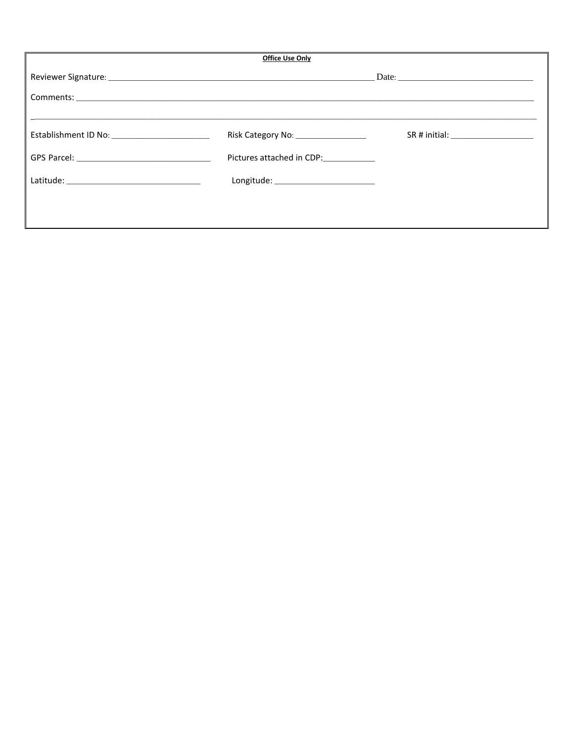**Office Use Only**

Reviewer Signature: ____________________________________________________________ Date: ______________________________

Comments: ____________________________________________________________________________________________________________

____________________________________________________________________________________________________________________

Establishment ID No: ______________________ Risk Category No: ________________ SR # initial: ___________________

GPS Parcel: ______________________________ Pictures attached in CDP:____________

Latitude: ______________________________ Longitude: ______________________